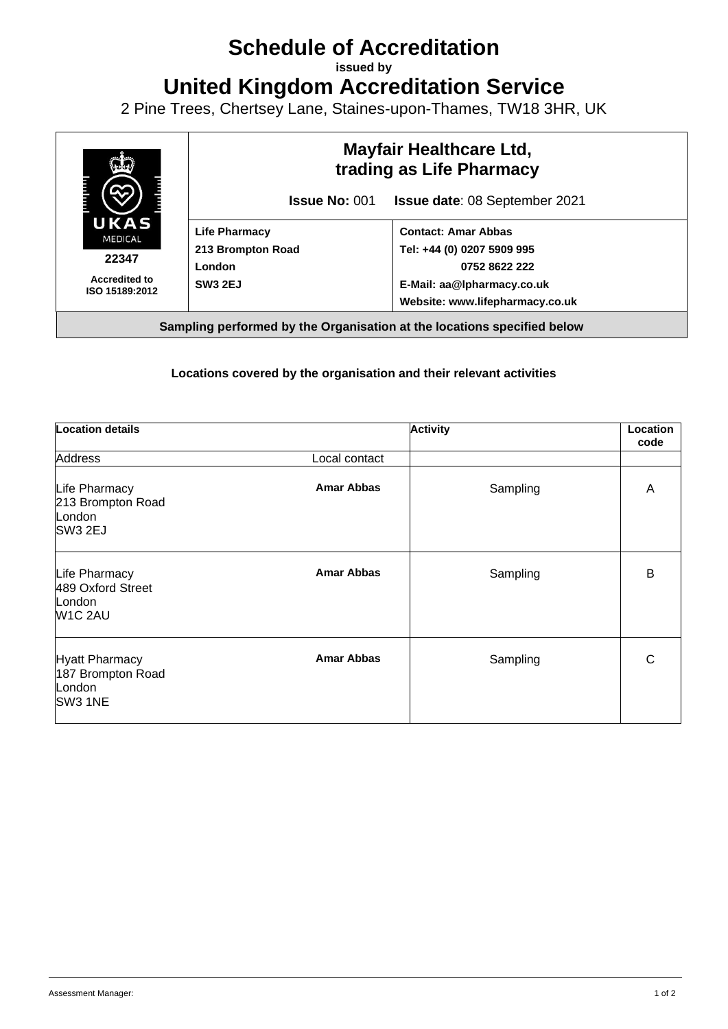# Schedule of Accreditation

**issued by**

# United Kingdom Accreditation Service

2 Pine Trees, Chertsey Lane, Staines-upon-Thames, TW18 3HR, UK

| UKAS MEDICAL 22347 Accredited to ISO 15189:2012 | **Mayfair Healthcare Ltd, trading as Life Pharmacy** | |
|---|---|---|
| | **Issue No:** 001 | **Issue date**: 08 September 2021 |
| | **Life Pharmacy**<br>**213 Brompton Road**<br>**London**<br>**SW3 2EJ** | **Contact: Amar Abbas**<br>**Tel: +44 (0) 0207 5909 995**<br>**0752 8622 222**<br>**E-Mail: aa@lpharmacy.co.uk**<br>**Website: www.lifepharmacy.co.uk** |

**Sampling performed by the Organisation at the locations specified below**

**Locations covered by the organisation and their relevant activities**

| Location details | | Activity | Location code |
|---|---|---|---|
| Address | Local contact | | |
| Life Pharmacy<br>213 Brompton Road<br>London<br>SW3 2EJ | **Amar Abbas** | Sampling | A |
| Life Pharmacy<br>489 Oxford Street<br>London<br>W1C 2AU | **Amar Abbas** | Sampling | B |
| Hyatt Pharmacy<br>187 Brompton Road<br>London<br>SW3 1NE | **Amar Abbas** | Sampling | C |

Assessment Manager: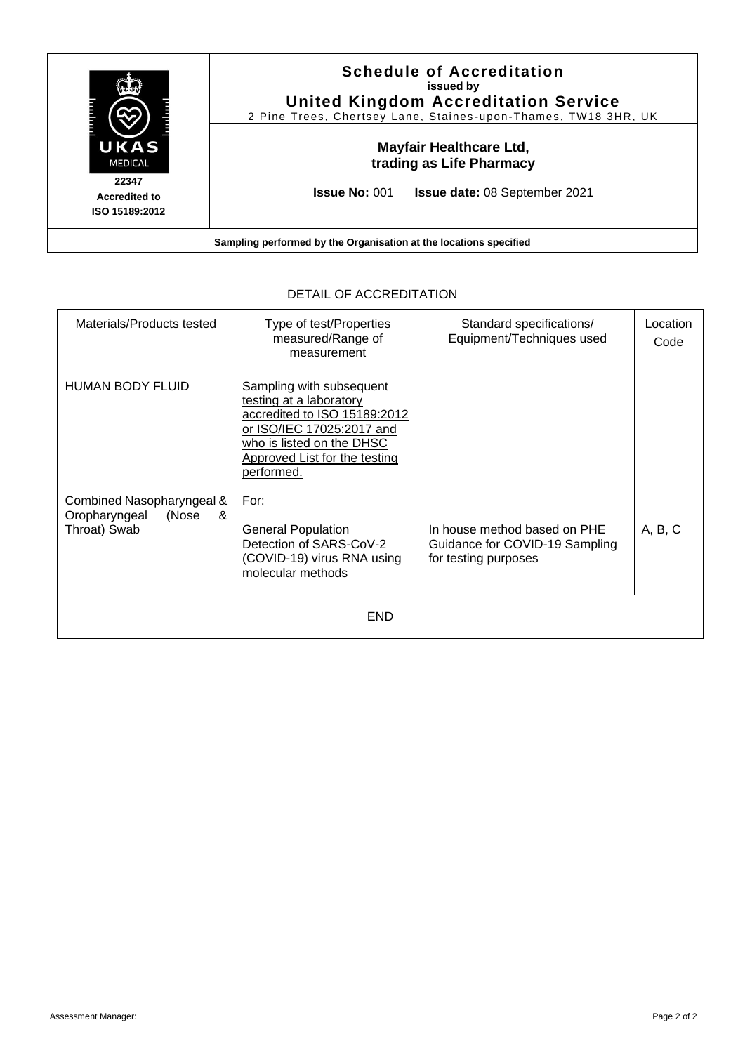| | |
|---|---|
| UKAS MEDICAL<br>22347<br>**Accredited to ISO 15189:2012** | **Schedule of Accreditation**<br>**issued by**<br>**United Kingdom Accreditation Service**<br>2 Pine Trees, Chertsey Lane, Staines-upon-Thames, TW18 3HR, UK<br><br>**Mayfair Healthcare Ltd, trading as Life Pharmacy**<br><br>**Issue No:** 001 **Issue date:** 08 September 2021 |

**Sampling performed by the Organisation at the locations specified**

DETAIL OF ACCREDITATION

| Materials/Products tested | Type of test/Properties measured/Range of measurement | Standard specifications/ Equipment/Techniques used | Location Code |
|---|---|---|---|
| HUMAN BODY FLUID | Sampling with subsequent testing at a laboratory accredited to ISO 15189:2012 or ISO/IEC 17025:2017 and who is listed on the DHSC Approved List for the testing performed. | | |
| Combined Nasopharyngeal & Oropharyngeal (Nose & Throat) Swab | For:<br><br>General Population Detection of SARS-CoV-2 (COVID-19) virus RNA using molecular methods | In house method based on PHE Guidance for COVID-19 Sampling for testing purposes | A, B, C |

END

Assessment Manager: